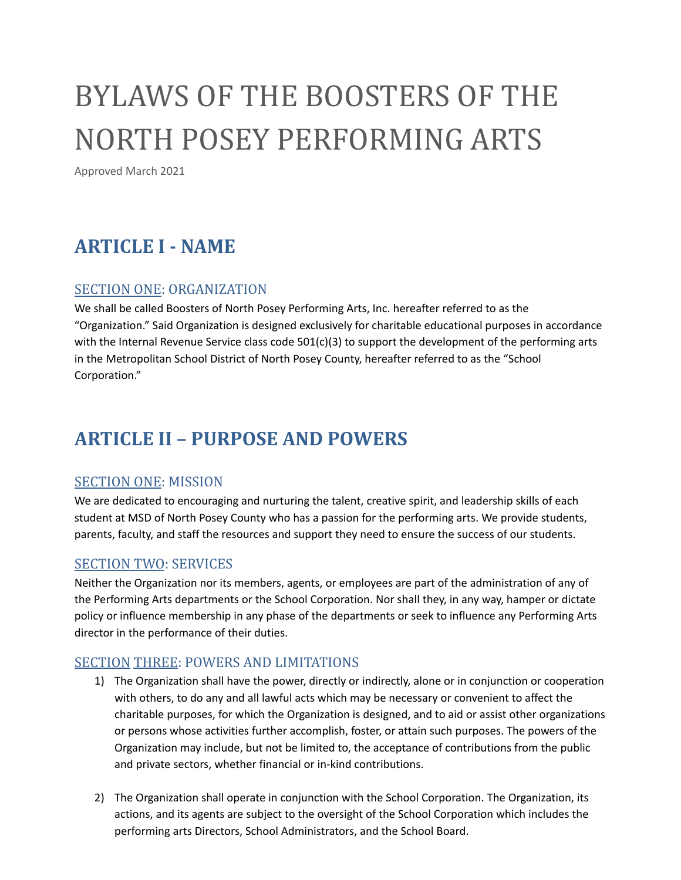# BYLAWS OF THE BOOSTERS OF THE NORTH POSEY PERFORMING ARTS

Approved March 2021

## ARTICLE I - NAME

### SECTION ONE: ORGANIZATION

We shall be called Boosters of North Posey Performing Arts, Inc. hereafter referred to as the "Organization." Said Organization is designed exclusively for charitable educational purposes in accordance with the Internal Revenue Service class code 501(c)(3) to support the development of the performing arts in the Metropolitan School District of North Posey County, hereafter referred to as the "School Corporation."

## ARTICLE II – PURPOSE AND POWERS

### SECTION ONE: MISSION

We are dedicated to encouraging and nurturing the talent, creative spirit, and leadership skills of each student at MSD of North Posey County who has a passion for the performing arts. We provide students, parents, faculty, and staff the resources and support they need to ensure the success of our students.

### SECTION TWO: SERVICES

Neither the Organization nor its members, agents, or employees are part of the administration of any of the Performing Arts departments or the School Corporation. Nor shall they, in any way, hamper or dictate policy or influence membership in any phase of the departments or seek to influence any Performing Arts director in the performance of their duties.

### SECTION THREE: POWERS AND LIMITATIONS

1) The Organization shall have the power, directly or indirectly, alone or in conjunction or cooperation with others, to do any and all lawful acts which may be necessary or convenient to affect the charitable purposes, for which the Organization is designed, and to aid or assist other organizations or persons whose activities further accomplish, foster, or attain such purposes. The powers of the Organization may include, but not be limited to, the acceptance of contributions from the public and private sectors, whether financial or in-kind contributions.

2) The Organization shall operate in conjunction with the School Corporation. The Organization, its actions, and its agents are subject to the oversight of the School Corporation which includes the performing arts Directors, School Administrators, and the School Board.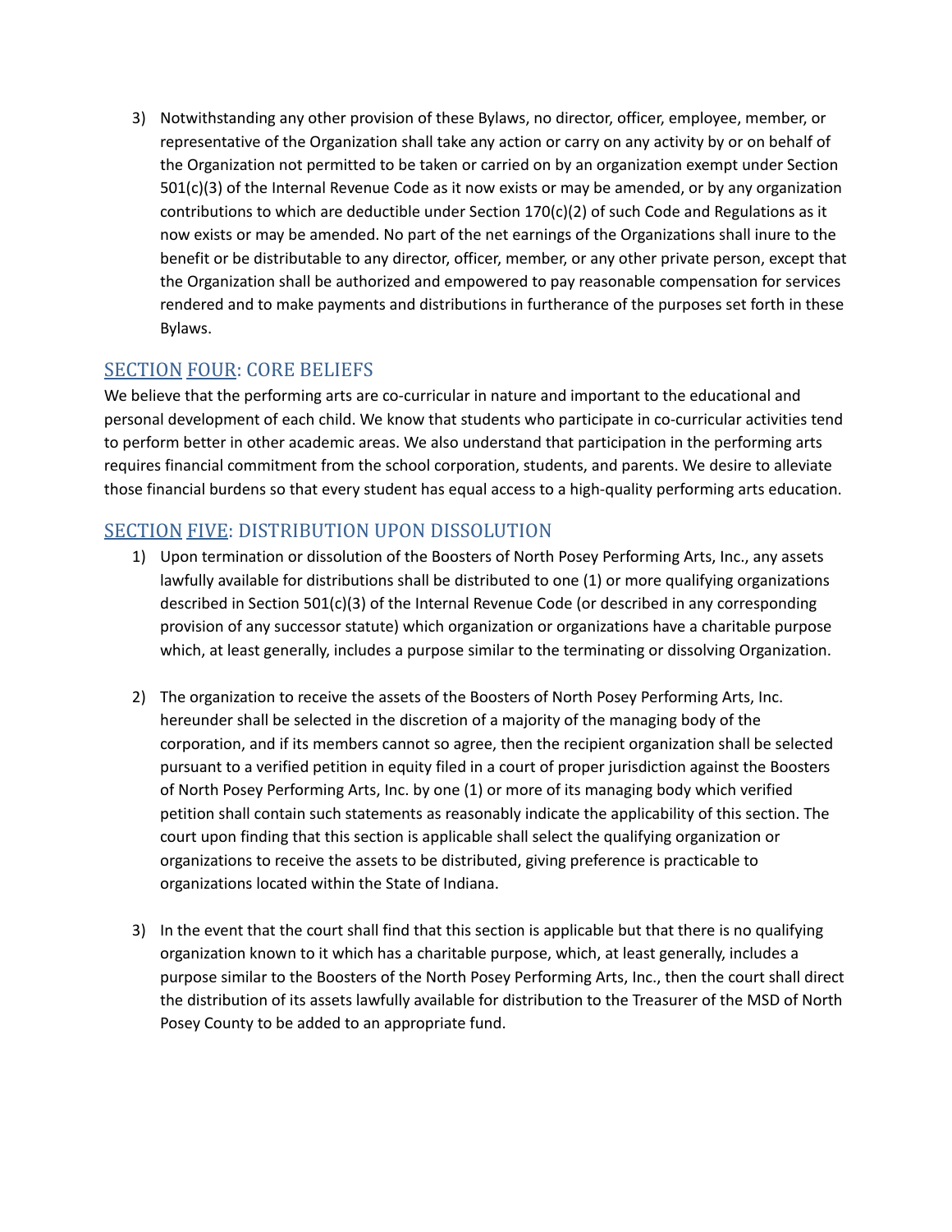3) Notwithstanding any other provision of these Bylaws, no director, officer, employee, member, or representative of the Organization shall take any action or carry on any activity by or on behalf of the Organization not permitted to be taken or carried on by an organization exempt under Section 501(c)(3) of the Internal Revenue Code as it now exists or may be amended, or by any organization contributions to which are deductible under Section 170(c)(2) of such Code and Regulations as it now exists or may be amended. No part of the net earnings of the Organizations shall inure to the benefit or be distributable to any director, officer, member, or any other private person, except that the Organization shall be authorized and empowered to pay reasonable compensation for services rendered and to make payments and distributions in furtherance of the purposes set forth in these Bylaws.

## SECTION FOUR: CORE BELIEFS

We believe that the performing arts are co-curricular in nature and important to the educational and personal development of each child. We know that students who participate in co-curricular activities tend to perform better in other academic areas. We also understand that participation in the performing arts requires financial commitment from the school corporation, students, and parents. We desire to alleviate those financial burdens so that every student has equal access to a high-quality performing arts education.

## SECTION FIVE: DISTRIBUTION UPON DISSOLUTION

1) Upon termination or dissolution of the Boosters of North Posey Performing Arts, Inc., any assets lawfully available for distributions shall be distributed to one (1) or more qualifying organizations described in Section 501(c)(3) of the Internal Revenue Code (or described in any corresponding provision of any successor statute) which organization or organizations have a charitable purpose which, at least generally, includes a purpose similar to the terminating or dissolving Organization.

2) The organization to receive the assets of the Boosters of North Posey Performing Arts, Inc. hereunder shall be selected in the discretion of a majority of the managing body of the corporation, and if its members cannot so agree, then the recipient organization shall be selected pursuant to a verified petition in equity filed in a court of proper jurisdiction against the Boosters of North Posey Performing Arts, Inc. by one (1) or more of its managing body which verified petition shall contain such statements as reasonably indicate the applicability of this section. The court upon finding that this section is applicable shall select the qualifying organization or organizations to receive the assets to be distributed, giving preference is practicable to organizations located within the State of Indiana.

3) In the event that the court shall find that this section is applicable but that there is no qualifying organization known to it which has a charitable purpose, which, at least generally, includes a purpose similar to the Boosters of the North Posey Performing Arts, Inc., then the court shall direct the distribution of its assets lawfully available for distribution to the Treasurer of the MSD of North Posey County to be added to an appropriate fund.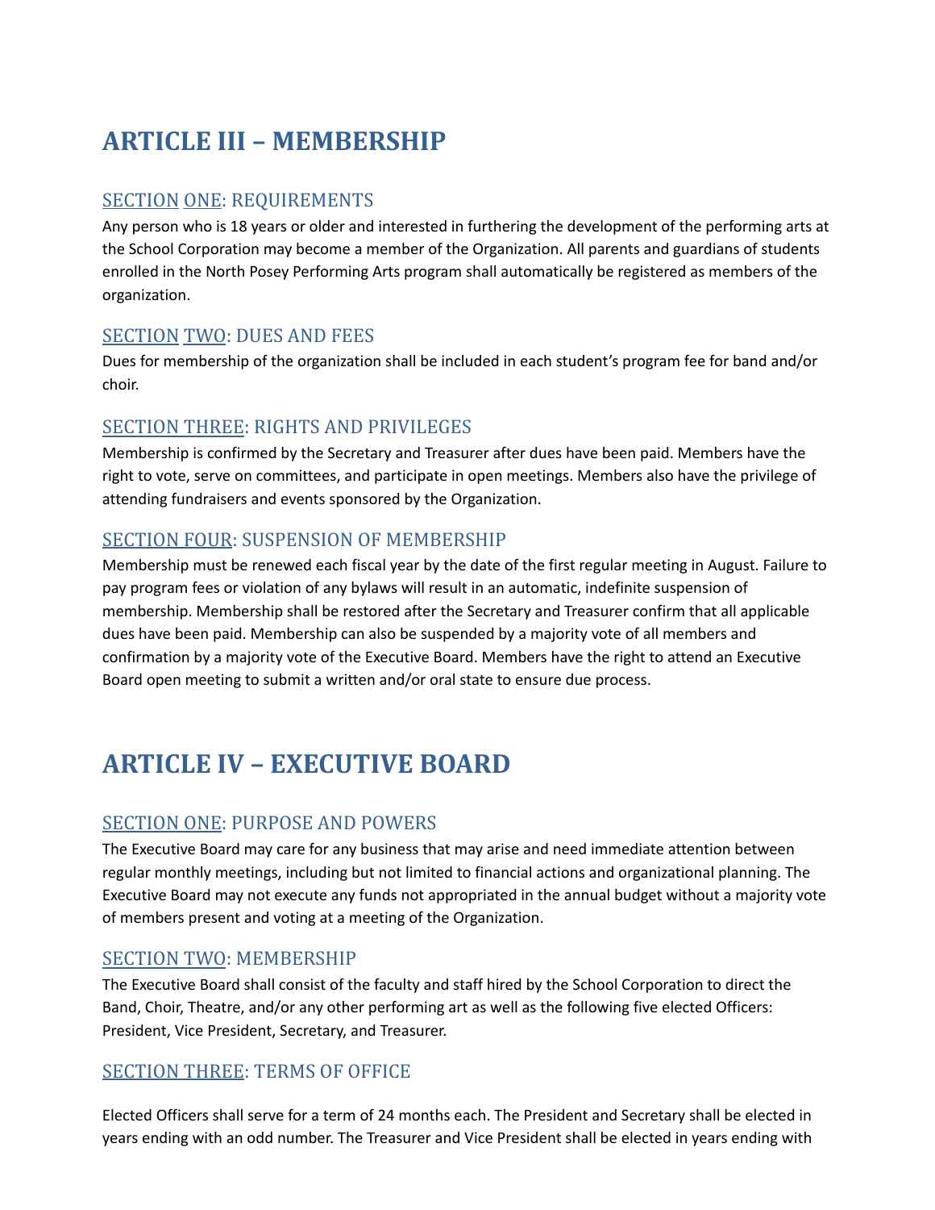# ARTICLE III – MEMBERSHIP

## SECTION ONE: REQUIREMENTS

Any person who is 18 years or older and interested in furthering the development of the performing arts at the School Corporation may become a member of the Organization. All parents and guardians of students enrolled in the North Posey Performing Arts program shall automatically be registered as members of the organization.

## SECTION TWO: DUES AND FEES

Dues for membership of the organization shall be included in each student's program fee for band and/or choir.

## SECTION THREE: RIGHTS AND PRIVILEGES

Membership is confirmed by the Secretary and Treasurer after dues have been paid. Members have the right to vote, serve on committees, and participate in open meetings. Members also have the privilege of attending fundraisers and events sponsored by the Organization.

## SECTION FOUR: SUSPENSION OF MEMBERSHIP

Membership must be renewed each fiscal year by the date of the first regular meeting in August. Failure to pay program fees or violation of any bylaws will result in an automatic, indefinite suspension of membership. Membership shall be restored after the Secretary and Treasurer confirm that all applicable dues have been paid. Membership can also be suspended by a majority vote of all members and confirmation by a majority vote of the Executive Board. Members have the right to attend an Executive Board open meeting to submit a written and/or oral state to ensure due process.

# ARTICLE IV – EXECUTIVE BOARD

## SECTION ONE: PURPOSE AND POWERS

The Executive Board may care for any business that may arise and need immediate attention between regular monthly meetings, including but not limited to financial actions and organizational planning. The Executive Board may not execute any funds not appropriated in the annual budget without a majority vote of members present and voting at a meeting of the Organization.

## SECTION TWO: MEMBERSHIP

The Executive Board shall consist of the faculty and staff hired by the School Corporation to direct the Band, Choir, Theatre, and/or any other performing art as well as the following five elected Officers: President, Vice President, Secretary, and Treasurer.

## SECTION THREE: TERMS OF OFFICE

Elected Officers shall serve for a term of 24 months each. The President and Secretary shall be elected in years ending with an odd number. The Treasurer and Vice President shall be elected in years ending with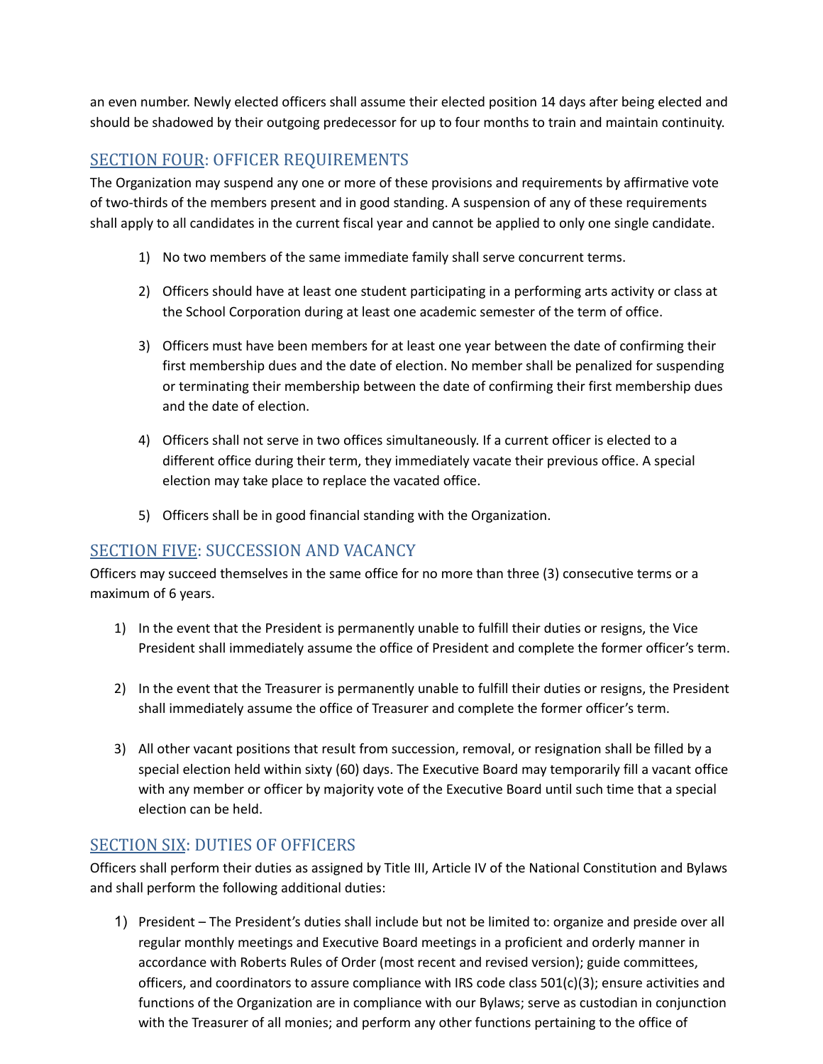an even number. Newly elected officers shall assume their elected position 14 days after being elected and should be shadowed by their outgoing predecessor for up to four months to train and maintain continuity.

## SECTION FOUR: OFFICER REQUIREMENTS

The Organization may suspend any one or more of these provisions and requirements by affirmative vote of two-thirds of the members present and in good standing. A suspension of any of these requirements shall apply to all candidates in the current fiscal year and cannot be applied to only one single candidate.

1) No two members of the same immediate family shall serve concurrent terms.

2) Officers should have at least one student participating in a performing arts activity or class at the School Corporation during at least one academic semester of the term of office.

3) Officers must have been members for at least one year between the date of confirming their first membership dues and the date of election. No member shall be penalized for suspending or terminating their membership between the date of confirming their first membership dues and the date of election.

4) Officers shall not serve in two offices simultaneously. If a current officer is elected to a different office during their term, they immediately vacate their previous office. A special election may take place to replace the vacated office.

5) Officers shall be in good financial standing with the Organization.

## SECTION FIVE: SUCCESSION AND VACANCY

Officers may succeed themselves in the same office for no more than three (3) consecutive terms or a maximum of 6 years.

1) In the event that the President is permanently unable to fulfill their duties or resigns, the Vice President shall immediately assume the office of President and complete the former officer's term.

2) In the event that the Treasurer is permanently unable to fulfill their duties or resigns, the President shall immediately assume the office of Treasurer and complete the former officer's term.

3) All other vacant positions that result from succession, removal, or resignation shall be filled by a special election held within sixty (60) days. The Executive Board may temporarily fill a vacant office with any member or officer by majority vote of the Executive Board until such time that a special election can be held.

## SECTION SIX: DUTIES OF OFFICERS

Officers shall perform their duties as assigned by Title III, Article IV of the National Constitution and Bylaws and shall perform the following additional duties:

1) President – The President's duties shall include but not be limited to: organize and preside over all regular monthly meetings and Executive Board meetings in a proficient and orderly manner in accordance with Roberts Rules of Order (most recent and revised version); guide committees, officers, and coordinators to assure compliance with IRS code class 501(c)(3); ensure activities and functions of the Organization are in compliance with our Bylaws; serve as custodian in conjunction with the Treasurer of all monies; and perform any other functions pertaining to the office of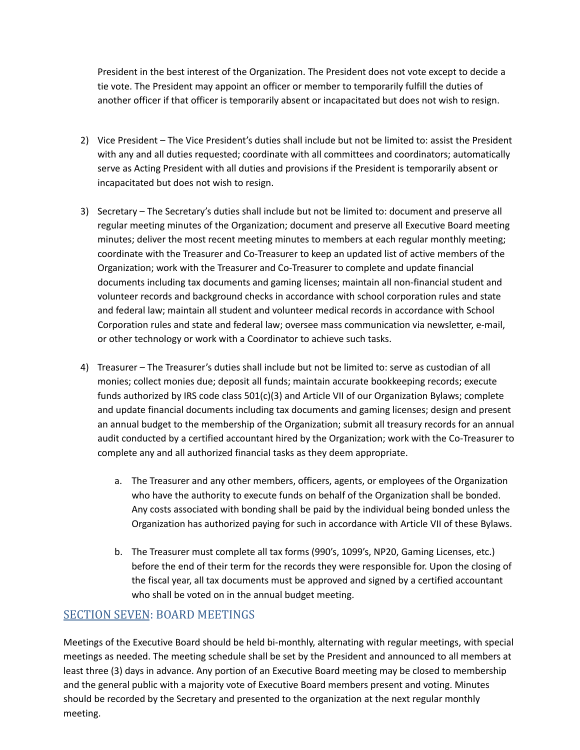President in the best interest of the Organization. The President does not vote except to decide a tie vote. The President may appoint an officer or member to temporarily fulfill the duties of another officer if that officer is temporarily absent or incapacitated but does not wish to resign.

2) Vice President – The Vice President's duties shall include but not be limited to: assist the President with any and all duties requested; coordinate with all committees and coordinators; automatically serve as Acting President with all duties and provisions if the President is temporarily absent or incapacitated but does not wish to resign.

3) Secretary – The Secretary's duties shall include but not be limited to: document and preserve all regular meeting minutes of the Organization; document and preserve all Executive Board meeting minutes; deliver the most recent meeting minutes to members at each regular monthly meeting; coordinate with the Treasurer and Co-Treasurer to keep an updated list of active members of the Organization; work with the Treasurer and Co-Treasurer to complete and update financial documents including tax documents and gaming licenses; maintain all non-financial student and volunteer records and background checks in accordance with school corporation rules and state and federal law; maintain all student and volunteer medical records in accordance with School Corporation rules and state and federal law; oversee mass communication via newsletter, e-mail, or other technology or work with a Coordinator to achieve such tasks.

4) Treasurer – The Treasurer's duties shall include but not be limited to: serve as custodian of all monies; collect monies due; deposit all funds; maintain accurate bookkeeping records; execute funds authorized by IRS code class 501(c)(3) and Article VII of our Organization Bylaws; complete and update financial documents including tax documents and gaming licenses; design and present an annual budget to the membership of the Organization; submit all treasury records for an annual audit conducted by a certified accountant hired by the Organization; work with the Co-Treasurer to complete any and all authorized financial tasks as they deem appropriate.

    a. The Treasurer and any other members, officers, agents, or employees of the Organization who have the authority to execute funds on behalf of the Organization shall be bonded. Any costs associated with bonding shall be paid by the individual being bonded unless the Organization has authorized paying for such in accordance with Article VII of these Bylaws.

    b. The Treasurer must complete all tax forms (990's, 1099's, NP20, Gaming Licenses, etc.) before the end of their term for the records they were responsible for. Upon the closing of the fiscal year, all tax documents must be approved and signed by a certified accountant who shall be voted on in the annual budget meeting.

## SECTION SEVEN: BOARD MEETINGS

Meetings of the Executive Board should be held bi-monthly, alternating with regular meetings, with special meetings as needed. The meeting schedule shall be set by the President and announced to all members at least three (3) days in advance. Any portion of an Executive Board meeting may be closed to membership and the general public with a majority vote of Executive Board members present and voting. Minutes should be recorded by the Secretary and presented to the organization at the next regular monthly meeting.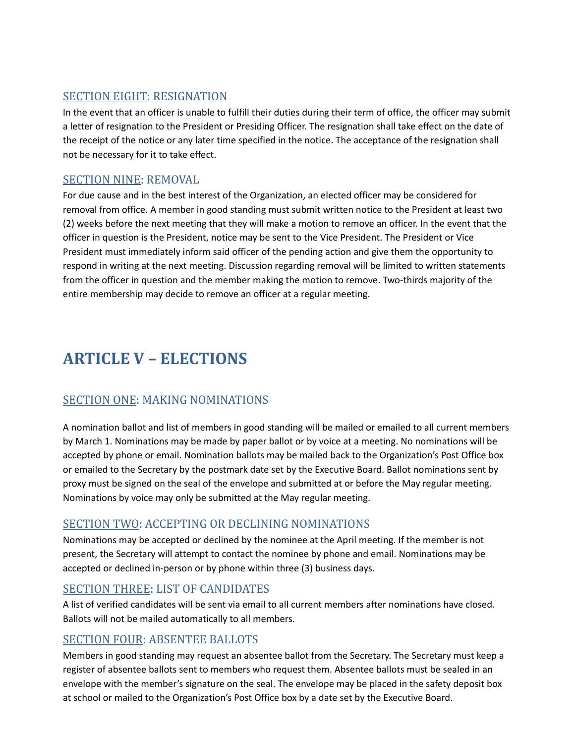### SECTION EIGHT: RESIGNATION

In the event that an officer is unable to fulfill their duties during their term of office, the officer may submit a letter of resignation to the President or Presiding Officer. The resignation shall take effect on the date of the receipt of the notice or any later time specified in the notice. The acceptance of the resignation shall not be necessary for it to take effect.

### SECTION NINE: REMOVAL

For due cause and in the best interest of the Organization, an elected officer may be considered for removal from office. A member in good standing must submit written notice to the President at least two (2) weeks before the next meeting that they will make a motion to remove an officer. In the event that the officer in question is the President, notice may be sent to the Vice President. The President or Vice President must immediately inform said officer of the pending action and give them the opportunity to respond in writing at the next meeting. Discussion regarding removal will be limited to written statements from the officer in question and the member making the motion to remove. Two-thirds majority of the entire membership may decide to remove an officer at a regular meeting.

# ARTICLE V – ELECTIONS

### SECTION ONE: MAKING NOMINATIONS

A nomination ballot and list of members in good standing will be mailed or emailed to all current members by March 1. Nominations may be made by paper ballot or by voice at a meeting. No nominations will be accepted by phone or email. Nomination ballots may be mailed back to the Organization's Post Office box or emailed to the Secretary by the postmark date set by the Executive Board. Ballot nominations sent by proxy must be signed on the seal of the envelope and submitted at or before the May regular meeting. Nominations by voice may only be submitted at the May regular meeting.

### SECTION TWO: ACCEPTING OR DECLINING NOMINATIONS

Nominations may be accepted or declined by the nominee at the April meeting. If the member is not present, the Secretary will attempt to contact the nominee by phone and email. Nominations may be accepted or declined in-person or by phone within three (3) business days.

### SECTION THREE: LIST OF CANDIDATES

A list of verified candidates will be sent via email to all current members after nominations have closed. Ballots will not be mailed automatically to all members.

### SECTION FOUR: ABSENTEE BALLOTS

Members in good standing may request an absentee ballot from the Secretary. The Secretary must keep a register of absentee ballots sent to members who request them. Absentee ballots must be sealed in an envelope with the member's signature on the seal. The envelope may be placed in the safety deposit box at school or mailed to the Organization's Post Office box by a date set by the Executive Board.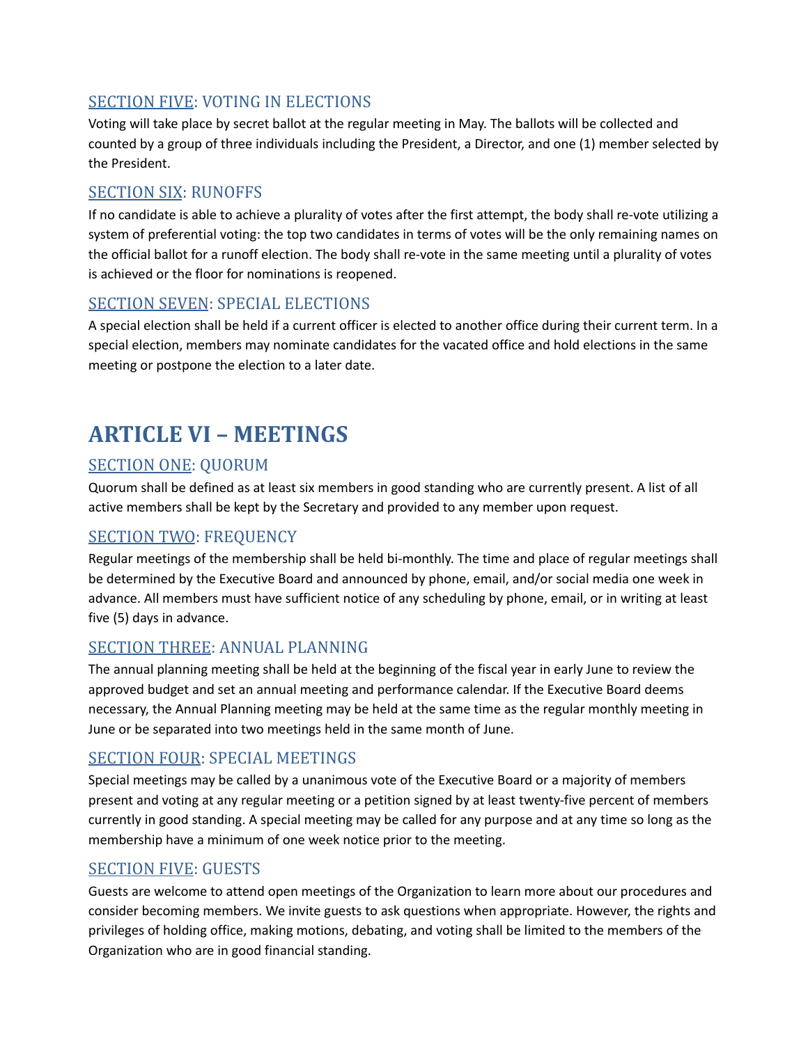### SECTION FIVE: VOTING IN ELECTIONS

Voting will take place by secret ballot at the regular meeting in May. The ballots will be collected and counted by a group of three individuals including the President, a Director, and one (1) member selected by the President.

### SECTION SIX: RUNOFFS

If no candidate is able to achieve a plurality of votes after the first attempt, the body shall re-vote utilizing a system of preferential voting: the top two candidates in terms of votes will be the only remaining names on the official ballot for a runoff election. The body shall re-vote in the same meeting until a plurality of votes is achieved or the floor for nominations is reopened.

### SECTION SEVEN: SPECIAL ELECTIONS

A special election shall be held if a current officer is elected to another office during their current term. In a special election, members may nominate candidates for the vacated office and hold elections in the same meeting or postpone the election to a later date.

## ARTICLE VI – MEETINGS

### SECTION ONE: QUORUM

Quorum shall be defined as at least six members in good standing who are currently present. A list of all active members shall be kept by the Secretary and provided to any member upon request.

### SECTION TWO: FREQUENCY

Regular meetings of the membership shall be held bi-monthly. The time and place of regular meetings shall be determined by the Executive Board and announced by phone, email, and/or social media one week in advance. All members must have sufficient notice of any scheduling by phone, email, or in writing at least five (5) days in advance.

### SECTION THREE: ANNUAL PLANNING

The annual planning meeting shall be held at the beginning of the fiscal year in early June to review the approved budget and set an annual meeting and performance calendar. If the Executive Board deems necessary, the Annual Planning meeting may be held at the same time as the regular monthly meeting in June or be separated into two meetings held in the same month of June.

### SECTION FOUR: SPECIAL MEETINGS

Special meetings may be called by a unanimous vote of the Executive Board or a majority of members present and voting at any regular meeting or a petition signed by at least twenty-five percent of members currently in good standing. A special meeting may be called for any purpose and at any time so long as the membership have a minimum of one week notice prior to the meeting.

### SECTION FIVE: GUESTS

Guests are welcome to attend open meetings of the Organization to learn more about our procedures and consider becoming members. We invite guests to ask questions when appropriate. However, the rights and privileges of holding office, making motions, debating, and voting shall be limited to the members of the Organization who are in good financial standing.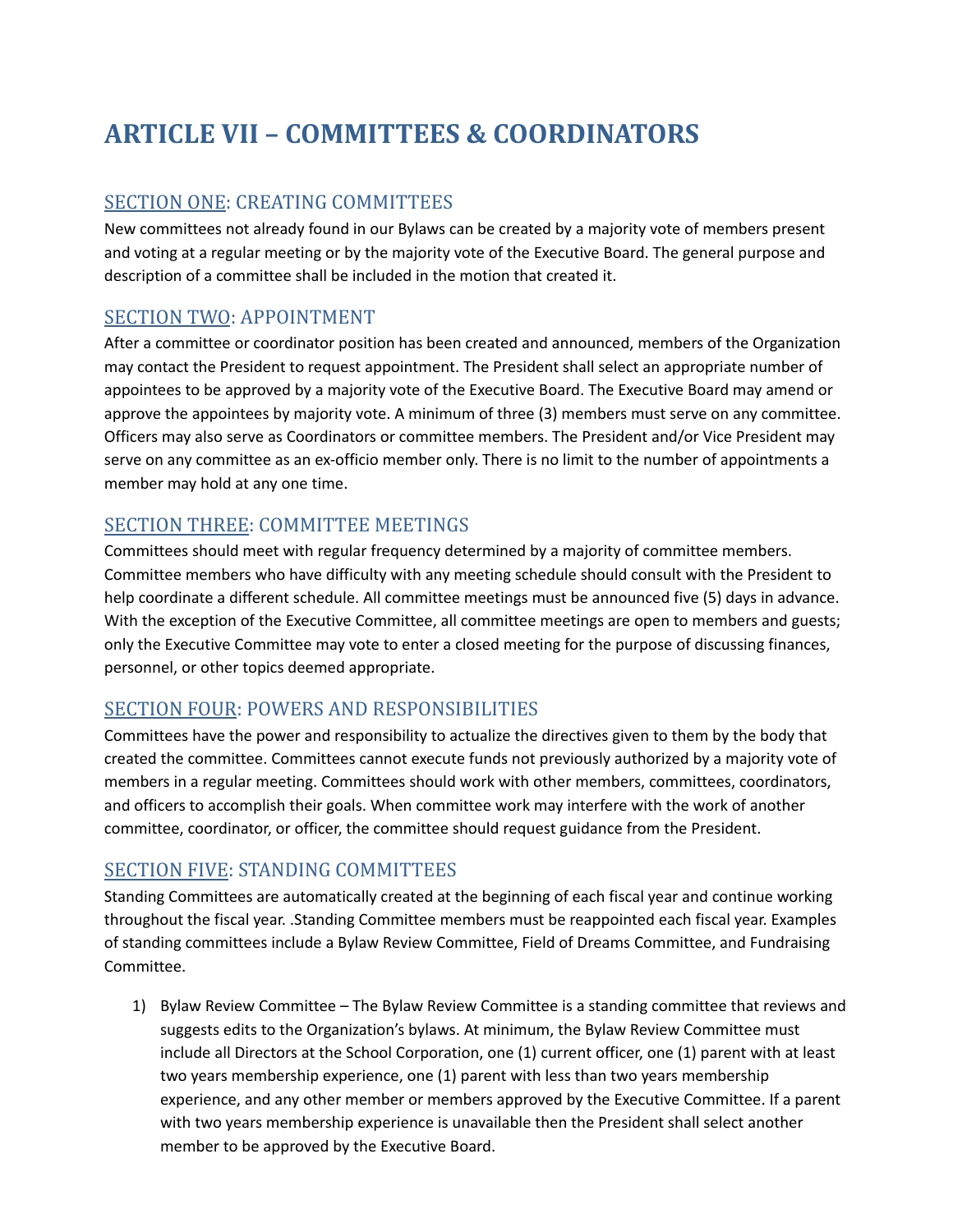# ARTICLE VII – COMMITTEES & COORDINATORS

## SECTION ONE: CREATING COMMITTEES

New committees not already found in our Bylaws can be created by a majority vote of members present and voting at a regular meeting or by the majority vote of the Executive Board. The general purpose and description of a committee shall be included in the motion that created it.

## SECTION TWO: APPOINTMENT

After a committee or coordinator position has been created and announced, members of the Organization may contact the President to request appointment. The President shall select an appropriate number of appointees to be approved by a majority vote of the Executive Board. The Executive Board may amend or approve the appointees by majority vote. A minimum of three (3) members must serve on any committee. Officers may also serve as Coordinators or committee members. The President and/or Vice President may serve on any committee as an ex-officio member only. There is no limit to the number of appointments a member may hold at any one time.

## SECTION THREE: COMMITTEE MEETINGS

Committees should meet with regular frequency determined by a majority of committee members. Committee members who have difficulty with any meeting schedule should consult with the President to help coordinate a different schedule. All committee meetings must be announced five (5) days in advance. With the exception of the Executive Committee, all committee meetings are open to members and guests; only the Executive Committee may vote to enter a closed meeting for the purpose of discussing finances, personnel, or other topics deemed appropriate.

## SECTION FOUR: POWERS AND RESPONSIBILITIES

Committees have the power and responsibility to actualize the directives given to them by the body that created the committee. Committees cannot execute funds not previously authorized by a majority vote of members in a regular meeting. Committees should work with other members, committees, coordinators, and officers to accomplish their goals. When committee work may interfere with the work of another committee, coordinator, or officer, the committee should request guidance from the President.

## SECTION FIVE: STANDING COMMITTEES

Standing Committees are automatically created at the beginning of each fiscal year and continue working throughout the fiscal year. .Standing Committee members must be reappointed each fiscal year. Examples of standing committees include a Bylaw Review Committee, Field of Dreams Committee, and Fundraising Committee.

1) Bylaw Review Committee – The Bylaw Review Committee is a standing committee that reviews and suggests edits to the Organization's bylaws. At minimum, the Bylaw Review Committee must include all Directors at the School Corporation, one (1) current officer, one (1) parent with at least two years membership experience, one (1) parent with less than two years membership experience, and any other member or members approved by the Executive Committee. If a parent with two years membership experience is unavailable then the President shall select another member to be approved by the Executive Board.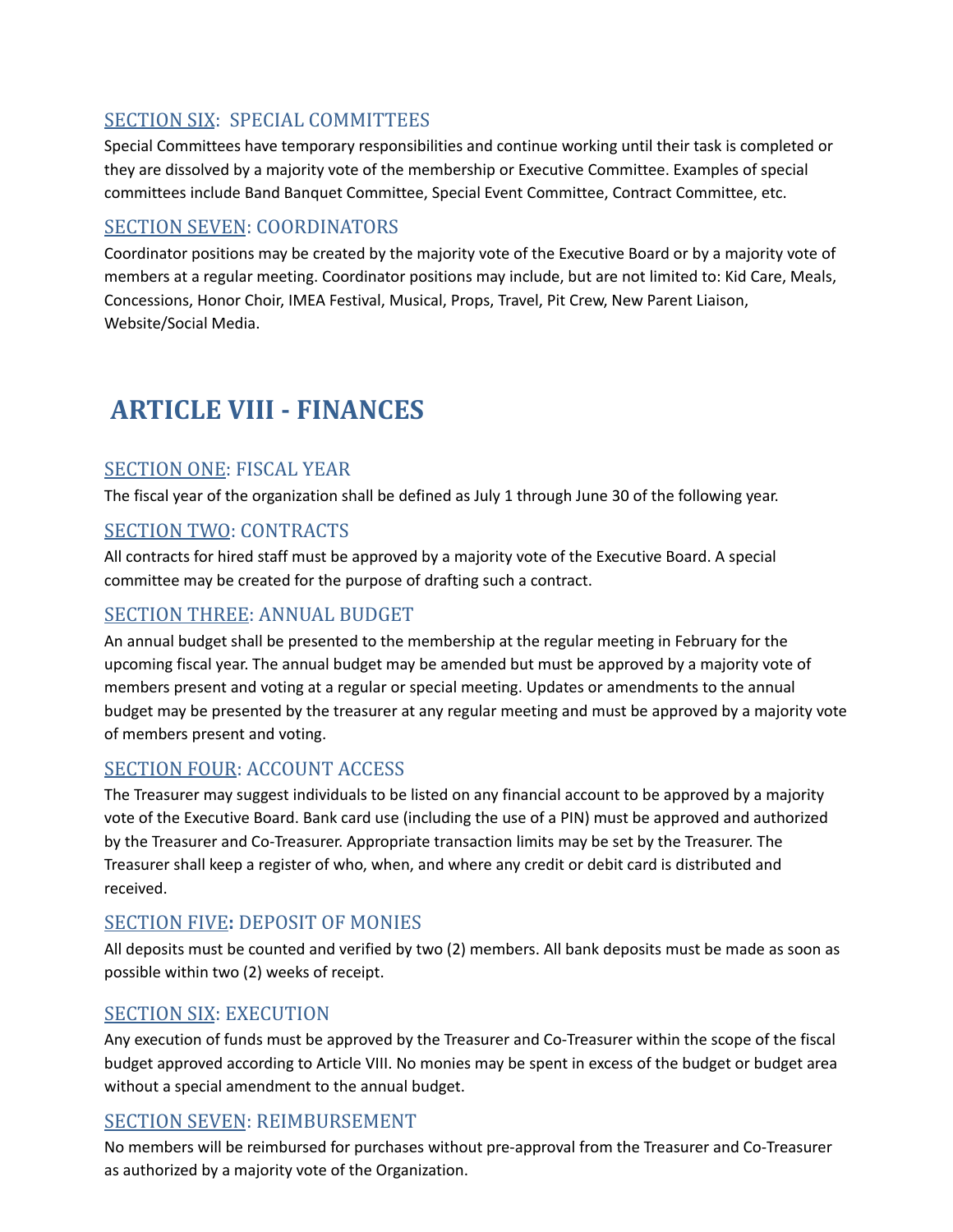### SECTION SIX: SPECIAL COMMITTEES

Special Committees have temporary responsibilities and continue working until their task is completed or they are dissolved by a majority vote of the membership or Executive Committee. Examples of special committees include Band Banquet Committee, Special Event Committee, Contract Committee, etc.

### SECTION SEVEN: COORDINATORS

Coordinator positions may be created by the majority vote of the Executive Board or by a majority vote of members at a regular meeting. Coordinator positions may include, but are not limited to: Kid Care, Meals, Concessions, Honor Choir, IMEA Festival, Musical, Props, Travel, Pit Crew, New Parent Liaison, Website/Social Media.

## ARTICLE VIII - FINANCES

### SECTION ONE: FISCAL YEAR

The fiscal year of the organization shall be defined as July 1 through June 30 of the following year.

### SECTION TWO: CONTRACTS

All contracts for hired staff must be approved by a majority vote of the Executive Board. A special committee may be created for the purpose of drafting such a contract.

### SECTION THREE: ANNUAL BUDGET

An annual budget shall be presented to the membership at the regular meeting in February for the upcoming fiscal year. The annual budget may be amended but must be approved by a majority vote of members present and voting at a regular or special meeting. Updates or amendments to the annual budget may be presented by the treasurer at any regular meeting and must be approved by a majority vote of members present and voting.

### SECTION FOUR: ACCOUNT ACCESS

The Treasurer may suggest individuals to be listed on any financial account to be approved by a majority vote of the Executive Board. Bank card use (including the use of a PIN) must be approved and authorized by the Treasurer and Co-Treasurer. Appropriate transaction limits may be set by the Treasurer. The Treasurer shall keep a register of who, when, and where any credit or debit card is distributed and received.

### SECTION FIVE: DEPOSIT OF MONIES

All deposits must be counted and verified by two (2) members. All bank deposits must be made as soon as possible within two (2) weeks of receipt.

### SECTION SIX: EXECUTION

Any execution of funds must be approved by the Treasurer and Co-Treasurer within the scope of the fiscal budget approved according to Article VIII. No monies may be spent in excess of the budget or budget area without a special amendment to the annual budget.

### SECTION SEVEN: REIMBURSEMENT

No members will be reimbursed for purchases without pre-approval from the Treasurer and Co-Treasurer as authorized by a majority vote of the Organization.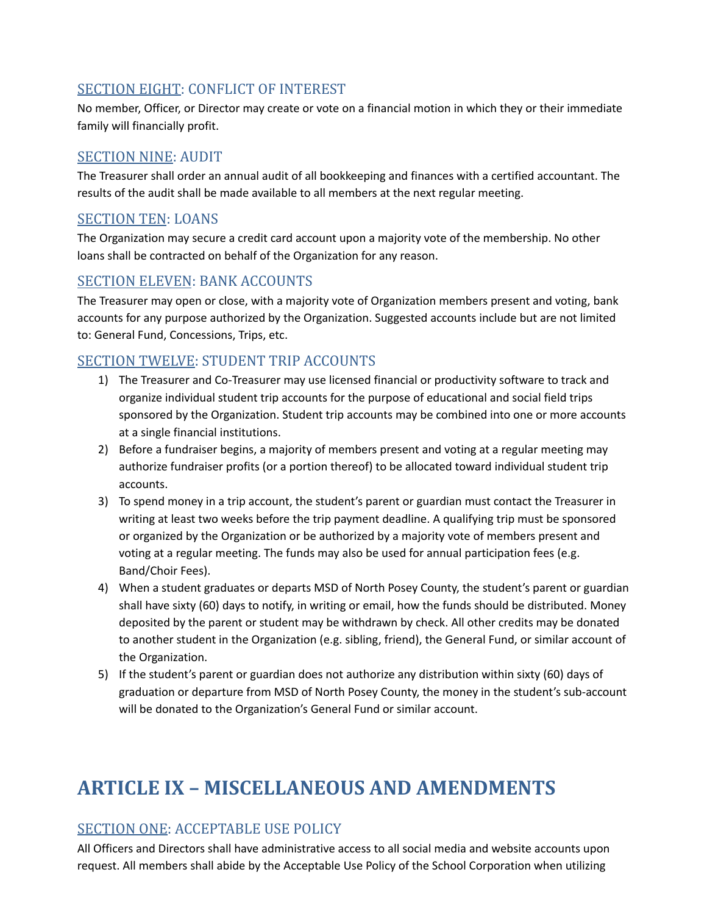### SECTION EIGHT: CONFLICT OF INTEREST

No member, Officer, or Director may create or vote on a financial motion in which they or their immediate family will financially profit.

### SECTION NINE: AUDIT

The Treasurer shall order an annual audit of all bookkeeping and finances with a certified accountant. The results of the audit shall be made available to all members at the next regular meeting.

### SECTION TEN: LOANS

The Organization may secure a credit card account upon a majority vote of the membership. No other loans shall be contracted on behalf of the Organization for any reason.

### SECTION ELEVEN: BANK ACCOUNTS

The Treasurer may open or close, with a majority vote of Organization members present and voting, bank accounts for any purpose authorized by the Organization. Suggested accounts include but are not limited to: General Fund, Concessions, Trips, etc.

### SECTION TWELVE: STUDENT TRIP ACCOUNTS

1) The Treasurer and Co-Treasurer may use licensed financial or productivity software to track and organize individual student trip accounts for the purpose of educational and social field trips sponsored by the Organization. Student trip accounts may be combined into one or more accounts at a single financial institutions.
2) Before a fundraiser begins, a majority of members present and voting at a regular meeting may authorize fundraiser profits (or a portion thereof) to be allocated toward individual student trip accounts.
3) To spend money in a trip account, the student's parent or guardian must contact the Treasurer in writing at least two weeks before the trip payment deadline. A qualifying trip must be sponsored or organized by the Organization or be authorized by a majority vote of members present and voting at a regular meeting. The funds may also be used for annual participation fees (e.g. Band/Choir Fees).
4) When a student graduates or departs MSD of North Posey County, the student's parent or guardian shall have sixty (60) days to notify, in writing or email, how the funds should be distributed. Money deposited by the parent or student may be withdrawn by check. All other credits may be donated to another student in the Organization (e.g. sibling, friend), the General Fund, or similar account of the Organization.
5) If the student's parent or guardian does not authorize any distribution within sixty (60) days of graduation or departure from MSD of North Posey County, the money in the student's sub-account will be donated to the Organization's General Fund or similar account.

## ARTICLE IX – MISCELLANEOUS AND AMENDMENTS

### SECTION ONE: ACCEPTABLE USE POLICY

All Officers and Directors shall have administrative access to all social media and website accounts upon request. All members shall abide by the Acceptable Use Policy of the School Corporation when utilizing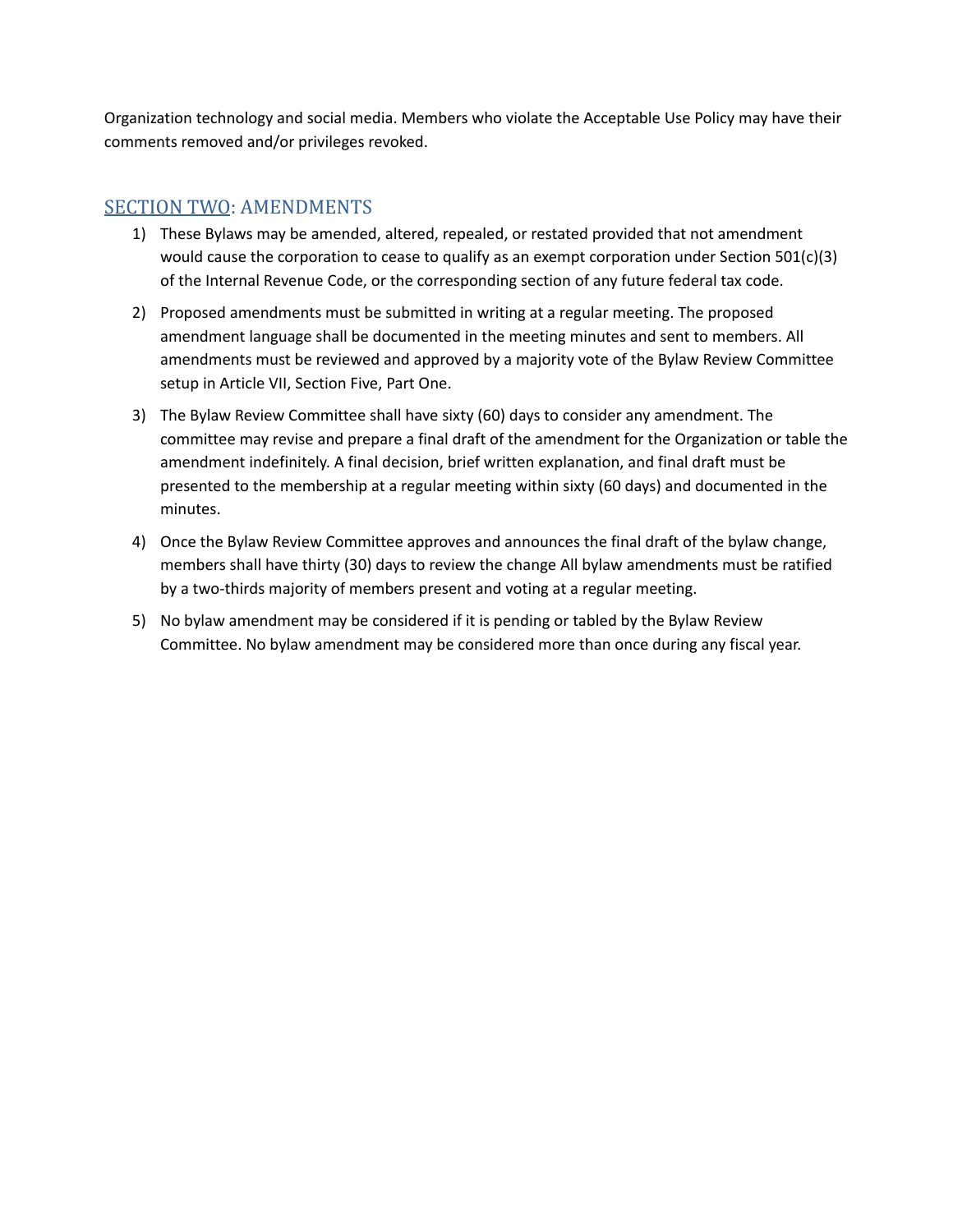Organization technology and social media. Members who violate the Acceptable Use Policy may have their comments removed and/or privileges revoked.

## SECTION TWO: AMENDMENTS

1) These Bylaws may be amended, altered, repealed, or restated provided that not amendment would cause the corporation to cease to qualify as an exempt corporation under Section 501(c)(3) of the Internal Revenue Code, or the corresponding section of any future federal tax code.
2) Proposed amendments must be submitted in writing at a regular meeting. The proposed amendment language shall be documented in the meeting minutes and sent to members. All amendments must be reviewed and approved by a majority vote of the Bylaw Review Committee setup in Article VII, Section Five, Part One.
3) The Bylaw Review Committee shall have sixty (60) days to consider any amendment. The committee may revise and prepare a final draft of the amendment for the Organization or table the amendment indefinitely. A final decision, brief written explanation, and final draft must be presented to the membership at a regular meeting within sixty (60 days) and documented in the minutes.
4) Once the Bylaw Review Committee approves and announces the final draft of the bylaw change, members shall have thirty (30) days to review the change All bylaw amendments must be ratified by a two-thirds majority of members present and voting at a regular meeting.
5) No bylaw amendment may be considered if it is pending or tabled by the Bylaw Review Committee. No bylaw amendment may be considered more than once during any fiscal year.